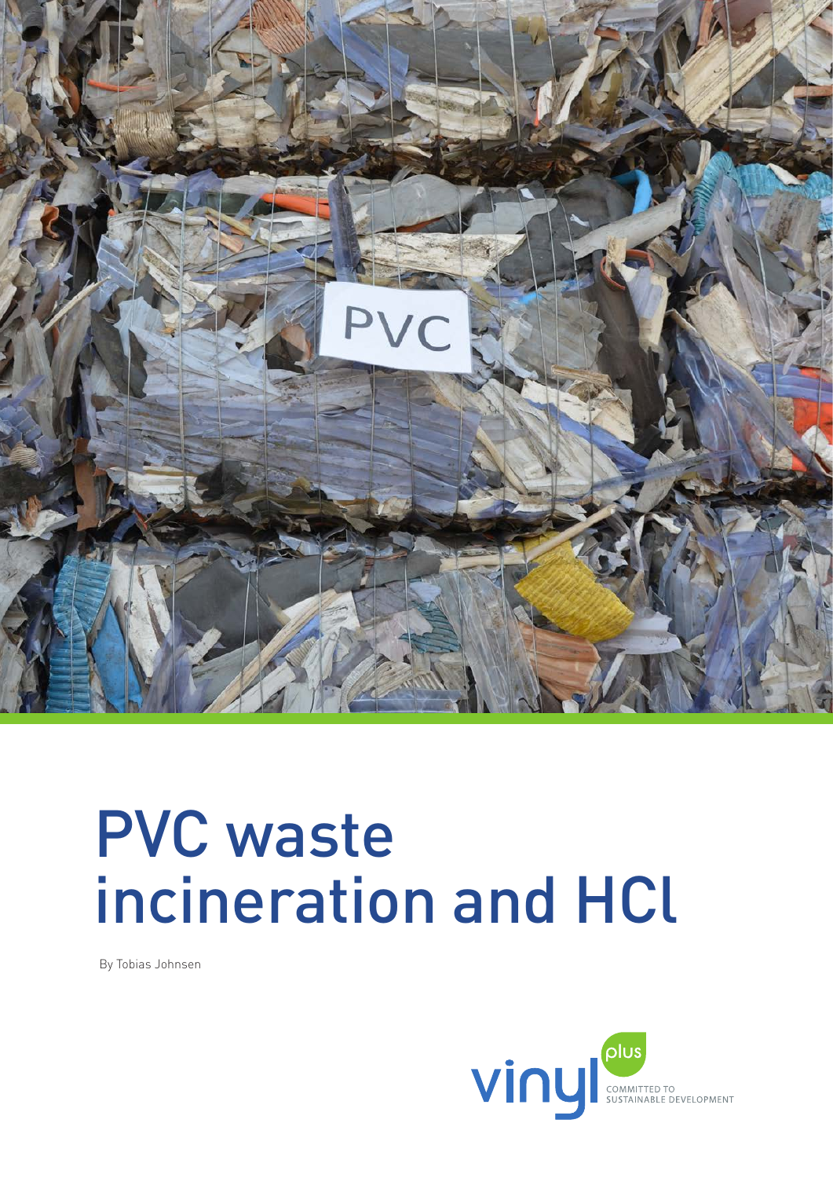# PVC waste incineration and HCl

By Tobias Johnsen

vinyl plus

COMMITTED TO SUSTAINABLE DEVELOPMENT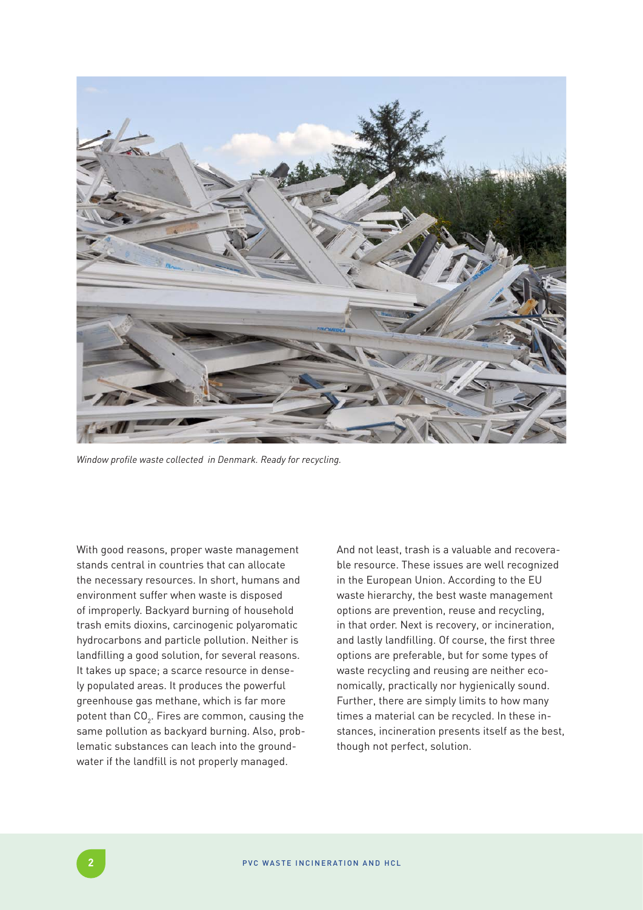*Window profile waste collected in Denmark. Ready for recycling.*

With good reasons, proper waste management stands central in countries that can allocate the necessary resources. In short, humans and environment suffer when waste is disposed of improperly. Backyard burning of household trash emits dioxins, carcinogenic polyaromatic hydrocarbons and particle pollution. Neither is landfilling a good solution, for several reasons. It takes up space; a scarce resource in densely populated areas. It produces the powerful greenhouse gas methane, which is far more potent than $CO_2$. Fires are common, causing the same pollution as backyard burning. Also, problematic substances can leach into the groundwater if the landfill is not properly managed.

And not least, trash is a valuable and recoverable resource. These issues are well recognized in the European Union. According to the EU waste hierarchy, the best waste management options are prevention, reuse and recycling, in that order. Next is recovery, or incineration, and lastly landfilling. Of course, the first three options are preferable, but for some types of waste recycling and reusing are neither economically, practically nor hygienically sound. Further, there are simply limits to how many times a material can be recycled. In these instances, incineration presents itself as the best, though not perfect, solution.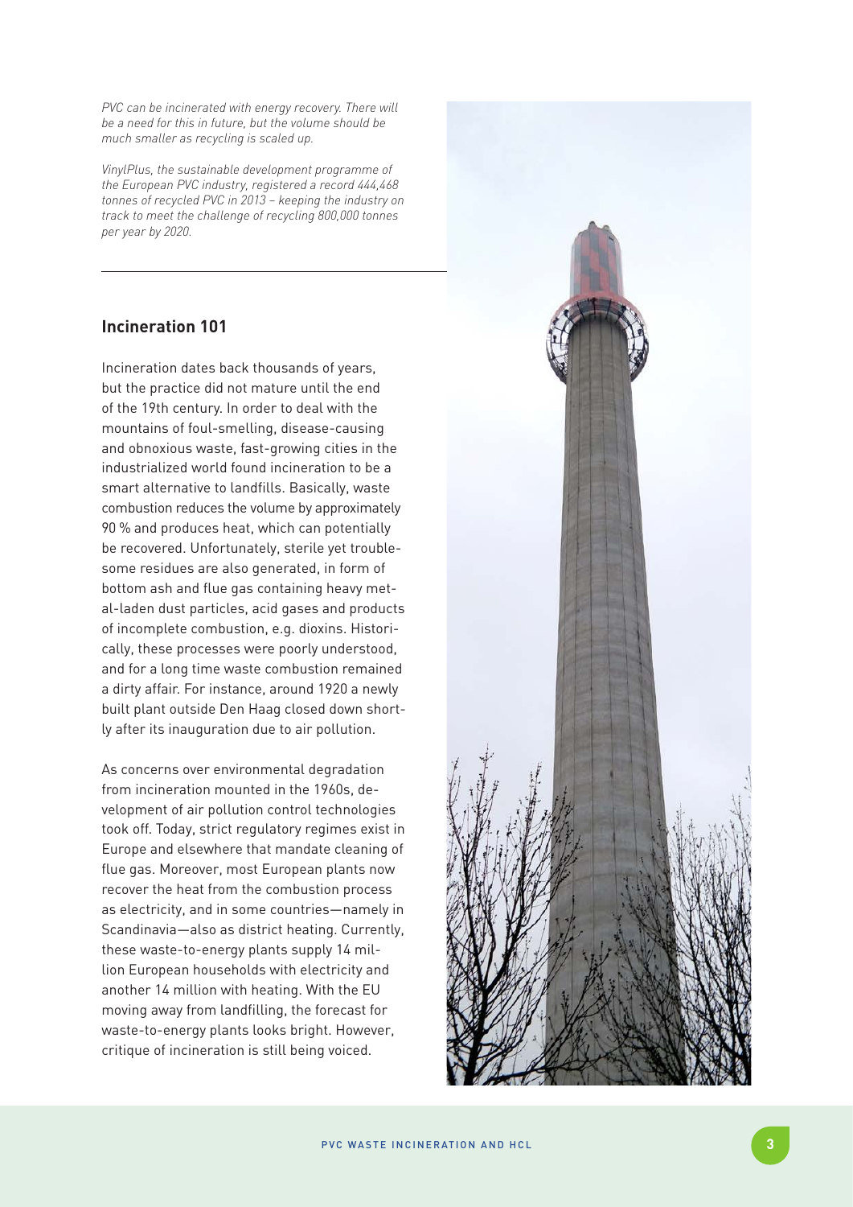*PVC can be incinerated with energy recovery. There will be a need for this in future, but the volume should be much smaller as recycling is scaled up.*

*VinylPlus, the sustainable development programme of the European PVC industry, registered a record 444,468 tonnes of recycled PVC in 2013 – keeping the industry on track to meet the challenge of recycling 800,000 tonnes per year by 2020.*

---

## Incineration 101

Incineration dates back thousands of years, but the practice did not mature until the end of the 19th century. In order to deal with the mountains of foul-smelling, disease-causing and obnoxious waste, fast-growing cities in the industrialized world found incineration to be a smart alternative to landfills. Basically, waste combustion reduces the volume by approximately 90 % and produces heat, which can potentially be recovered. Unfortunately, sterile yet troublesome residues are also generated, in form of bottom ash and flue gas containing heavy metal-laden dust particles, acid gases and products of incomplete combustion, e.g. dioxins. Historically, these processes were poorly understood, and for a long time waste combustion remained a dirty affair. For instance, around 1920 a newly built plant outside Den Haag closed down shortly after its inauguration due to air pollution.

As concerns over environmental degradation from incineration mounted in the 1960s, development of air pollution control technologies took off. Today, strict regulatory regimes exist in Europe and elsewhere that mandate cleaning of flue gas. Moreover, most European plants now recover the heat from the combustion process as electricity, and in some countries—namely in Scandinavia—also as district heating. Currently, these waste-to-energy plants supply 14 million European households with electricity and another 14 million with heating. With the EU moving away from landfilling, the forecast for waste-to-energy plants looks bright. However, critique of incineration is still being voiced.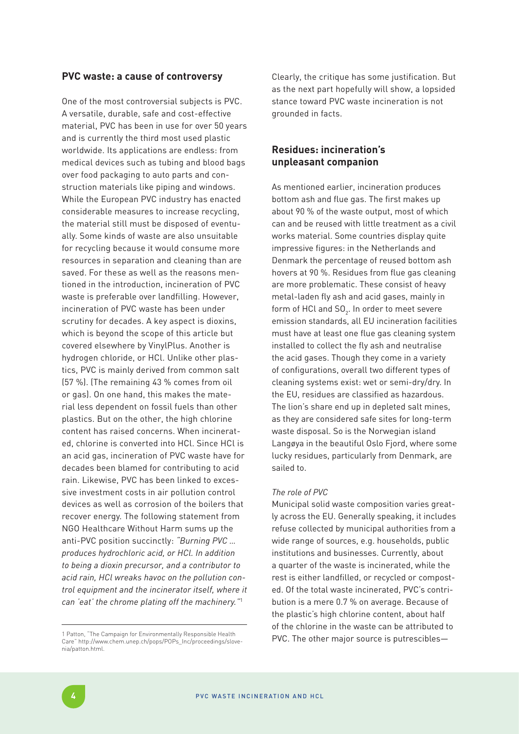## PVC waste: a cause of controversy

One of the most controversial subjects is PVC. A versatile, durable, safe and cost-effective material, PVC has been in use for over 50 years and is currently the third most used plastic worldwide. Its applications are endless: from medical devices such as tubing and blood bags over food packaging to auto parts and construction materials like piping and windows. While the European PVC industry has enacted considerable measures to increase recycling, the material still must be disposed of eventually. Some kinds of waste are also unsuitable for recycling because it would consume more resources in separation and cleaning than are saved. For these as well as the reasons mentioned in the introduction, incineration of PVC waste is preferable over landfilling. However, incineration of PVC waste has been under scrutiny for decades. A key aspect is dioxins, which is beyond the scope of this article but covered elsewhere by VinylPlus. Another is hydrogen chloride, or HCl. Unlike other plastics, PVC is mainly derived from common salt (57 %). (The remaining 43 % comes from oil or gas). On one hand, this makes the material less dependent on fossil fuels than other plastics. But on the other, the high chlorine content has raised concerns. When incinerated, chlorine is converted into HCl. Since HCl is an acid gas, incineration of PVC waste have for decades been blamed for contributing to acid rain. Likewise, PVC has been linked to excessive investment costs in air pollution control devices as well as corrosion of the boilers that recover energy. The following statement from NGO Healthcare Without Harm sums up the anti-PVC position succinctly: *"Burning PVC … produces hydrochloric acid, or HCl. In addition to being a dioxin precursor, and a contributor to acid rain, HCl wreaks havoc on the pollution control equipment and the incinerator itself, where it can 'eat' the chrome plating off the machinery."*[1]

Clearly, the critique has some justification. But as the next part hopefully will show, a lopsided stance toward PVC waste incineration is not grounded in facts.

## Residues: incineration's unpleasant companion

As mentioned earlier, incineration produces bottom ash and flue gas. The first makes up about 90 % of the waste output, most of which can and be reused with little treatment as a civil works material. Some countries display quite impressive figures: in the Netherlands and Denmark the percentage of reused bottom ash hovers at 90 %. Residues from flue gas cleaning are more problematic. These consist of heavy metal-laden fly ash and acid gases, mainly in form of HCl and $SO_2$. In order to meet severe emission standards, all EU incineration facilities must have at least one flue gas cleaning system installed to collect the fly ash and neutralise the acid gases. Though they come in a variety of configurations, overall two different types of cleaning systems exist: wet or semi-dry/dry. In the EU, residues are classified as hazardous. The lion's share end up in depleted salt mines, as they are considered safe sites for long-term waste disposal. So is the Norwegian island Langøya in the beautiful Oslo Fjord, where some lucky residues, particularly from Denmark, are sailed to.

*The role of PVC*

Municipal solid waste composition varies greatly across the EU. Generally speaking, it includes refuse collected by municipal authorities from a wide range of sources, e.g. households, public institutions and businesses. Currently, about a quarter of the waste is incinerated, while the rest is either landfilled, or recycled or composted. Of the total waste incinerated, PVC's contribution is a mere 0.7 % on average. Because of the plastic's high chlorine content, about half of the chlorine in the waste can be attributed to PVC. The other major source is putrescibles—

1 Patton, "The Campaign for Environmentally Responsible Health Care" http://www.chem.unep.ch/pops/POPs_Inc/proceedings/slovenia/patton.html.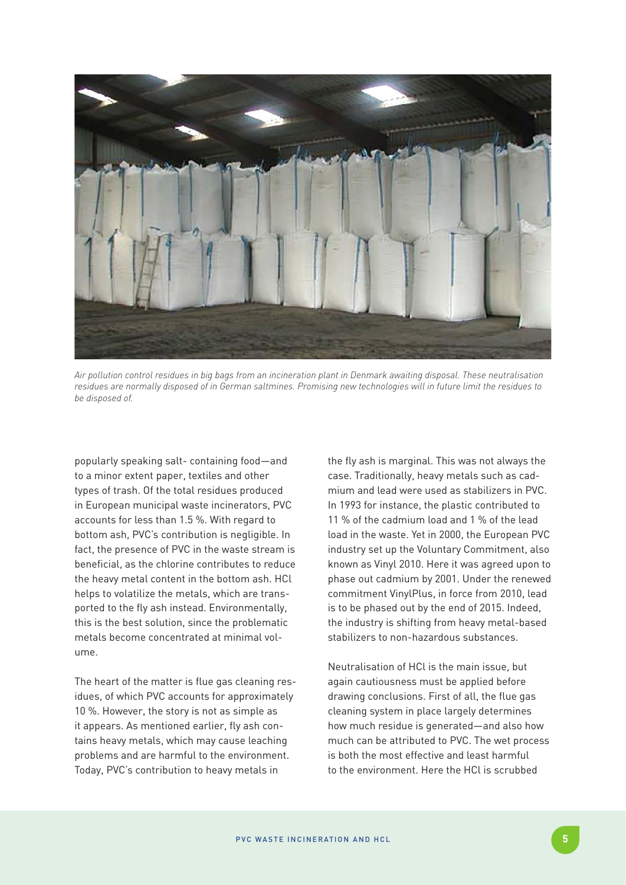*Air pollution control residues in big bags from an incineration plant in Denmark awaiting disposal. These neutralisation residues are normally disposed of in German saltmines. Promising new technologies will in future limit the residues to be disposed of.*

popularly speaking salt- containing food—and to a minor extent paper, textiles and other types of trash. Of the total residues produced in European municipal waste incinerators, PVC accounts for less than 1.5 %. With regard to bottom ash, PVC's contribution is negligible. In fact, the presence of PVC in the waste stream is beneficial, as the chlorine contributes to reduce the heavy metal content in the bottom ash. HCl helps to volatilize the metals, which are transported to the fly ash instead. Environmentally, this is the best solution, since the problematic metals become concentrated at minimal volume.

The heart of the matter is flue gas cleaning residues, of which PVC accounts for approximately 10 %. However, the story is not as simple as it appears. As mentioned earlier, fly ash contains heavy metals, which may cause leaching problems and are harmful to the environment. Today, PVC's contribution to heavy metals in the fly ash is marginal. This was not always the case. Traditionally, heavy metals such as cadmium and lead were used as stabilizers in PVC. In 1993 for instance, the plastic contributed to 11 % of the cadmium load and 1 % of the lead load in the waste. Yet in 2000, the European PVC industry set up the Voluntary Commitment, also known as Vinyl 2010. Here it was agreed upon to phase out cadmium by 2001. Under the renewed commitment VinylPlus, in force from 2010, lead is to be phased out by the end of 2015. Indeed, the industry is shifting from heavy metal-based stabilizers to non-hazardous substances.

Neutralisation of HCl is the main issue, but again cautiousness must be applied before drawing conclusions. First of all, the flue gas cleaning system in place largely determines how much residue is generated—and also how much can be attributed to PVC. The wet process is both the most effective and least harmful to the environment. Here the HCl is scrubbed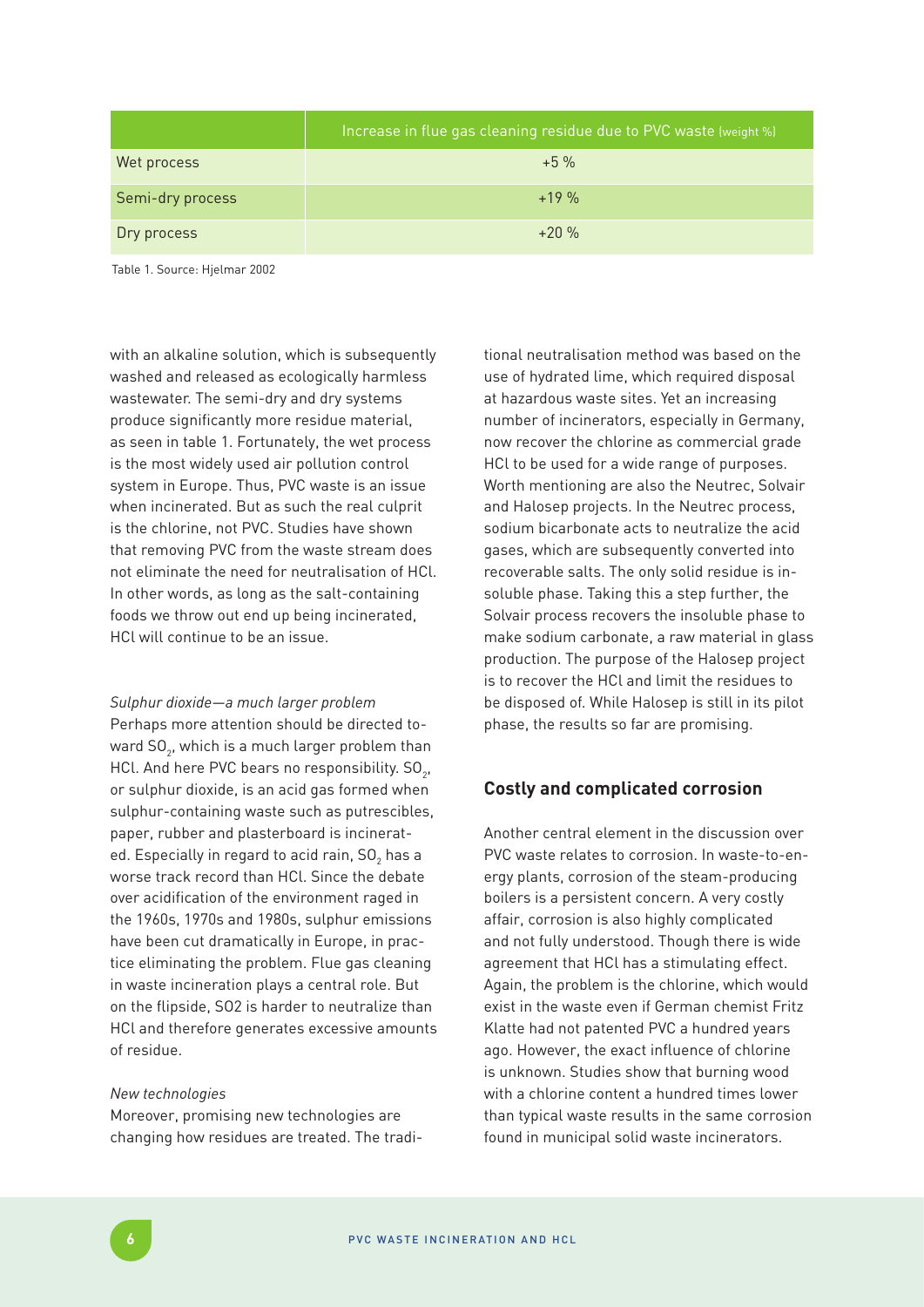| | Increase in flue gas cleaning residue due to PVC waste (weight %) |
|---|---|
| Wet process | +5 % |
| Semi-dry process | +19 % |
| Dry process | +20 % |

Table 1. Source: Hjelmar 2002

with an alkaline solution, which is subsequently washed and released as ecologically harmless wastewater. The semi-dry and dry systems produce significantly more residue material, as seen in table 1. Fortunately, the wet process is the most widely used air pollution control system in Europe. Thus, PVC waste is an issue when incinerated. But as such the real culprit is the chlorine, not PVC. Studies have shown that removing PVC from the waste stream does not eliminate the need for neutralisation of HCl. In other words, as long as the salt-containing foods we throw out end up being incinerated, HCl will continue to be an issue.

*Sulphur dioxide—a much larger problem*

Perhaps more attention should be directed toward $SO_2$, which is a much larger problem than HCl. And here PVC bears no responsibility. $SO_2$, or sulphur dioxide, is an acid gas formed when sulphur-containing waste such as putrescibles, paper, rubber and plasterboard is incinerated. Especially in regard to acid rain, $SO_2$ has a worse track record than HCl. Since the debate over acidification of the environment raged in the 1960s, 1970s and 1980s, sulphur emissions have been cut dramatically in Europe, in practice eliminating the problem. Flue gas cleaning in waste incineration plays a central role. But on the flipside, SO2 is harder to neutralize than HCl and therefore generates excessive amounts of residue.

*New technologies*

Moreover, promising new technologies are changing how residues are treated. The traditional neutralisation method was based on the use of hydrated lime, which required disposal at hazardous waste sites. Yet an increasing number of incinerators, especially in Germany, now recover the chlorine as commercial grade HCl to be used for a wide range of purposes. Worth mentioning are also the Neutrec, Solvair and Halosep projects. In the Neutrec process, sodium bicarbonate acts to neutralize the acid gases, which are subsequently converted into recoverable salts. The only solid residue is insoluble phase. Taking this a step further, the Solvair process recovers the insoluble phase to make sodium carbonate, a raw material in glass production. The purpose of the Halosep project is to recover the HCl and limit the residues to be disposed of. While Halosep is still in its pilot phase, the results so far are promising.

## Costly and complicated corrosion

Another central element in the discussion over PVC waste relates to corrosion. In waste-to-energy plants, corrosion of the steam-producing boilers is a persistent concern. A very costly affair, corrosion is also highly complicated and not fully understood. Though there is wide agreement that HCl has a stimulating effect. Again, the problem is the chlorine, which would exist in the waste even if German chemist Fritz Klatte had not patented PVC a hundred years ago. However, the exact influence of chlorine is unknown. Studies show that burning wood with a chlorine content a hundred times lower than typical waste results in the same corrosion found in municipal solid waste incinerators.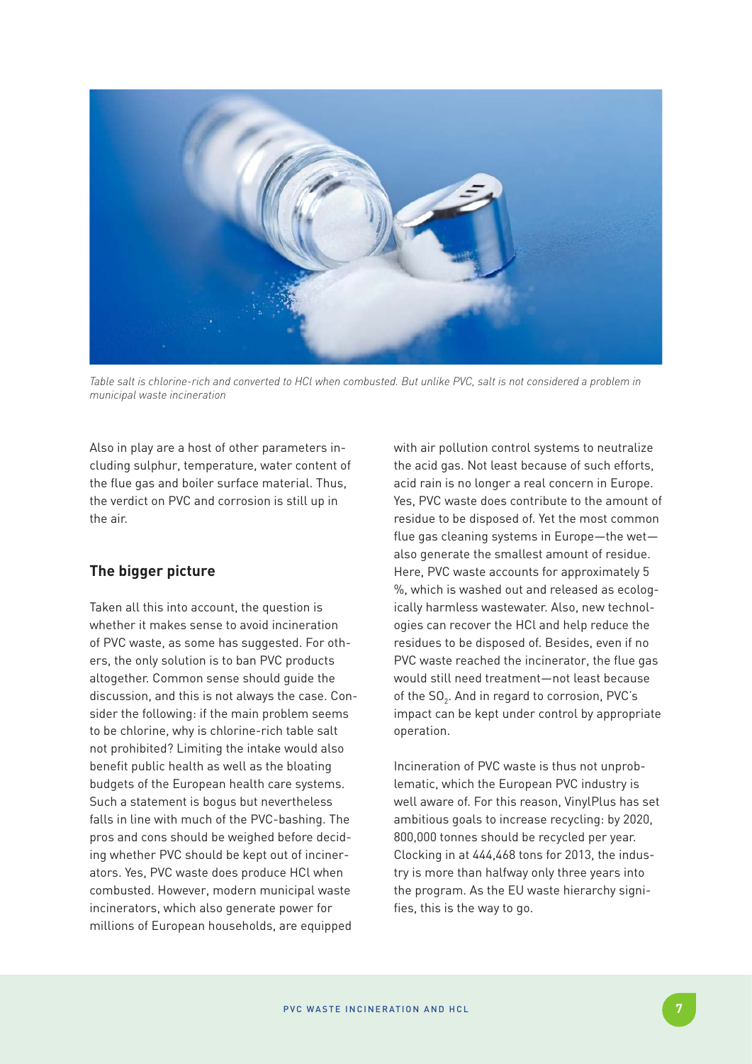*Table salt is chlorine-rich and converted to HCl when combusted. But unlike PVC, salt is not considered a problem in municipal waste incineration*

Also in play are a host of other parameters including sulphur, temperature, water content of the flue gas and boiler surface material. Thus, the verdict on PVC and corrosion is still up in the air.

### The bigger picture

Taken all this into account, the question is whether it makes sense to avoid incineration of PVC waste, as some has suggested. For others, the only solution is to ban PVC products altogether. Common sense should guide the discussion, and this is not always the case. Consider the following: if the main problem seems to be chlorine, why is chlorine-rich table salt not prohibited? Limiting the intake would also benefit public health as well as the bloating budgets of the European health care systems. Such a statement is bogus but nevertheless falls in line with much of the PVC-bashing. The pros and cons should be weighed before deciding whether PVC should be kept out of incinerators. Yes, PVC waste does produce HCl when combusted. However, modern municipal waste incinerators, which also generate power for millions of European households, are equipped with air pollution control systems to neutralize the acid gas. Not least because of such efforts, acid rain is no longer a real concern in Europe. Yes, PVC waste does contribute to the amount of residue to be disposed of. Yet the most common flue gas cleaning systems in Europe—the wet—also generate the smallest amount of residue. Here, PVC waste accounts for approximately 5 %, which is washed out and released as ecologically harmless wastewater. Also, new technologies can recover the HCl and help reduce the residues to be disposed of. Besides, even if no PVC waste reached the incinerator, the flue gas would still need treatment—not least because of the $SO_2$. And in regard to corrosion, PVC's impact can be kept under control by appropriate operation.

Incineration of PVC waste is thus not unproblematic, which the European PVC industry is well aware of. For this reason, VinylPlus has set ambitious goals to increase recycling: by 2020, 800,000 tonnes should be recycled per year. Clocking in at 444,468 tons for 2013, the industry is more than halfway only three years into the program. As the EU waste hierarchy signifies, this is the way to go.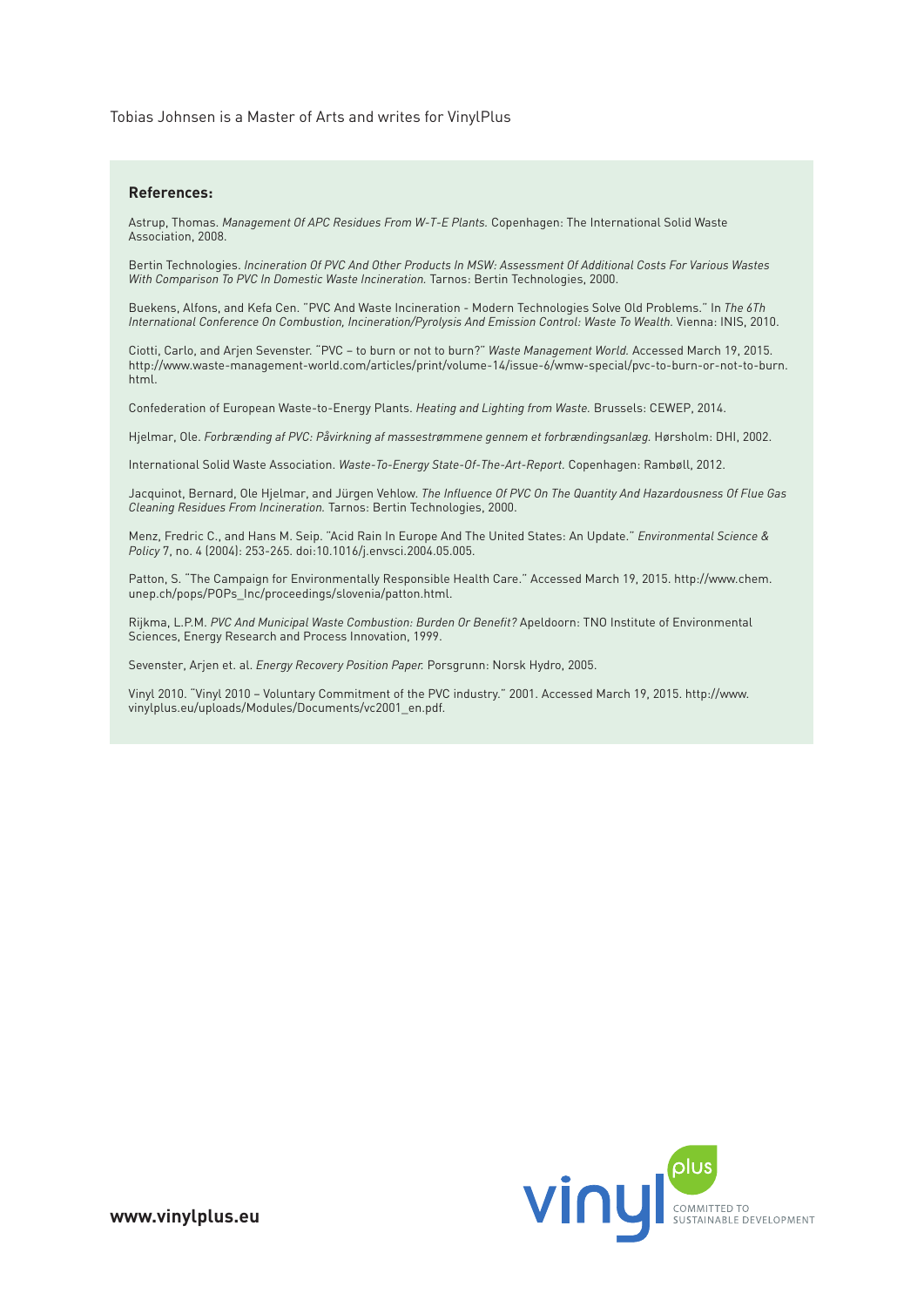Tobias Johnsen is a Master of Arts and writes for VinylPlus

**References:**

Astrup, Thomas. *Management Of APC Residues From W-T-E Plants.* Copenhagen: The International Solid Waste Association, 2008.

Bertin Technologies. *Incineration Of PVC And Other Products In MSW: Assessment Of Additional Costs For Various Wastes With Comparison To PVC In Domestic Waste Incineration.* Tarnos: Bertin Technologies, 2000.

Buekens, Alfons, and Kefa Cen. "PVC And Waste Incineration - Modern Technologies Solve Old Problems." In *The 6Th International Conference On Combustion, Incineration/Pyrolysis And Emission Control: Waste To Wealth.* Vienna: INIS, 2010.

Ciotti, Carlo, and Arjen Sevenster. "PVC – to burn or not to burn?" *Waste Management World.* Accessed March 19, 2015. http://www.waste-management-world.com/articles/print/volume-14/issue-6/wmw-special/pvc-to-burn-or-not-to-burn.html.

Confederation of European Waste-to-Energy Plants. *Heating and Lighting from Waste.* Brussels: CEWEP, 2014.

Hjelmar, Ole. *Forbrænding af PVC: Påvirkning af massestrømmene gennem et forbrændingsanlæg.* Hørsholm: DHI, 2002.

International Solid Waste Association. *Waste-To-Energy State-Of-The-Art-Report.* Copenhagen: Rambøll, 2012.

Jacquinot, Bernard, Ole Hjelmar, and Jürgen Vehlow. *The Influence Of PVC On The Quantity And Hazardousness Of Flue Gas Cleaning Residues From Incineration.* Tarnos: Bertin Technologies, 2000.

Menz, Fredric C., and Hans M. Seip. "Acid Rain In Europe And The United States: An Update." *Environmental Science & Policy* 7, no. 4 (2004): 253-265. doi:10.1016/j.envsci.2004.05.005.

Patton, S. "The Campaign for Environmentally Responsible Health Care." Accessed March 19, 2015. http://www.chem.unep.ch/pops/POPs_Inc/proceedings/slovenia/patton.html.

Rijkma, L.P.M. *PVC And Municipal Waste Combustion: Burden Or Benefit?* Apeldoorn: TNO Institute of Environmental Sciences, Energy Research and Process Innovation, 1999.

Sevenster, Arjen et. al. *Energy Recovery Position Paper.* Porsgrunn: Norsk Hydro, 2005.

Vinyl 2010. "Vinyl 2010 – Voluntary Commitment of the PVC industry." 2001. Accessed March 19, 2015. http://www.vinylplus.eu/uploads/Modules/Documents/vc2001_en.pdf.

**www.vinylplus.eu**

vinyl plus COMMITTED TO SUSTAINABLE DEVELOPMENT